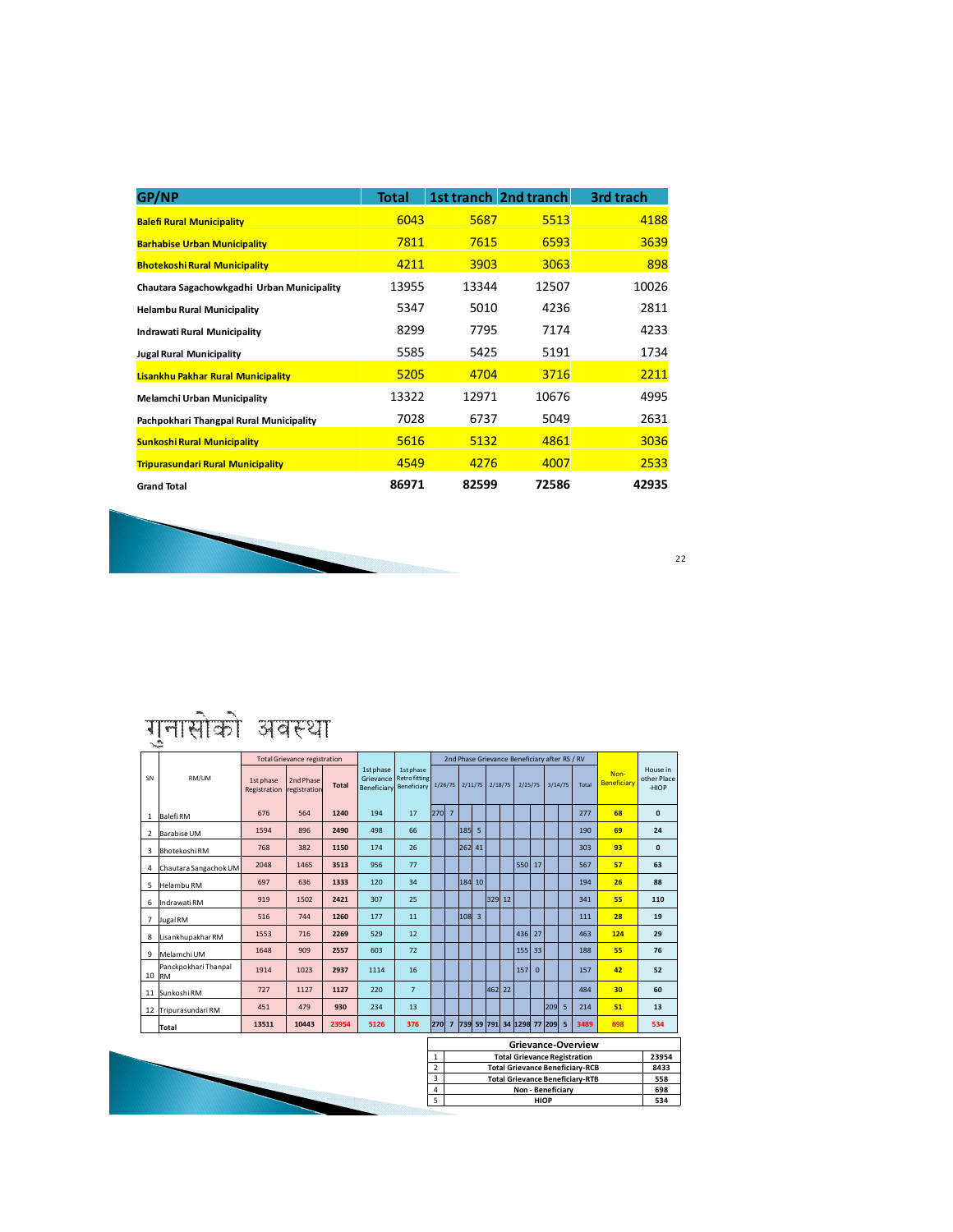| GP/NP | Total | 1st tranch | 2nd tranch | 3rd trach |
|---|---|---|---|---|
| **Balefi Rural Municipality** | 6043 | 5687 | 5513 | 4188 |
| **Barhabise Urban Municipality** | 7811 | 7615 | 6593 | 3639 |
| **Bhotekoshi Rural Municipality** | 4211 | 3903 | 3063 | 898 |
| **Chautara Sagachowkgadhi Urban Municipality** | 13955 | 13344 | 12507 | 10026 |
| **Helambu Rural Municipality** | 5347 | 5010 | 4236 | 2811 |
| **Indrawati Rural Municipality** | 8299 | 7795 | 7174 | 4233 |
| **Jugal Rural Municipality** | 5585 | 5425 | 5191 | 1734 |
| **Lisankhu Pakhar Rural Municipality** | 5205 | 4704 | 3716 | 2211 |
| **Melamchi Urban Municipality** | 13322 | 12971 | 10676 | 4995 |
| **Pachpokhari Thangpal Rural Municipality** | 7028 | 6737 | 5049 | 2631 |
| **Sunkoshi Rural Municipality** | 5616 | 5132 | 4861 | 3036 |
| **Tripurasundari Rural Municipality** | 4549 | 4276 | 4007 | 2533 |
| **Grand Total** | **86971** | **82599** | **72586** | **42935** |

# गुनासोको अवस्था

| SN | RM/UM | Total Grievance registration | | | 1st phase Grievance Beneficiary | 1st phase Retrofitting Beneficiary | 2nd Phase Grievance Beneficiary after RS / RV | | | | | | | | | | | Non-Beneficiary | House in other Place -HIOP |
|---|---|---|---|---|---|---|---|---|---|---|---|---|---|---|---|---|---|---|---|
| | | 1st phase Registration | 2nd Phase registration | Total | | | 1/26/75 | | 2/11/75 | | 2/18/75 | | 2/25/75 | | 3/14/75 | | Total | | |
| 1 | Balefi RM | 676 | 564 | **1240** | 194 | 17 | 270 | 7 | | | | | | | | | 277 | **68** | **0** |
| 2 | Barabise UM | 1594 | 896 | **2490** | 498 | 66 | | | 185 | 5 | | | | | | | 190 | **69** | **24** |
| 3 | Bhotekoshi RM | 768 | 382 | **1150** | 174 | 26 | | | 262 | 41 | | | | | | | 303 | **93** | **0** |
| 4 | Chautara Sangachok UM | 2048 | 1465 | **3513** | 956 | 77 | | | | | | | 550 | 17 | | | 567 | **57** | **63** |
| 5 | Helambu RM | 697 | 636 | **1333** | 120 | 34 | | | 184 | 10 | | | | | | | 194 | **26** | **88** |
| 6 | Indrawati RM | 919 | 1502 | **2421** | 307 | 25 | | | | | 329 | 12 | | | | | 341 | **55** | **110** |
| 7 | Jugal RM | 516 | 744 | **1260** | 177 | 11 | | | 108 | 3 | | | | | | | 111 | **28** | **19** |
| 8 | Lisankhupakhar RM | 1553 | 716 | **2269** | 529 | 12 | | | | | | | 436 | 27 | | | 463 | **124** | **29** |
| 9 | Melamchi UM | 1648 | 909 | **2557** | 603 | 72 | | | | | | | 155 | 33 | | | 188 | **55** | **76** |
| 10 | Panckpokhari Thanpal RM | 1914 | 1023 | **2937** | 1114 | 16 | | | | | | | 157 | 0 | | | 157 | **42** | **52** |
| 11 | Sunkoshi RM | 727 | 1127 | **1127** | 220 | 7 | | | | | 462 | 22 | | | | | 484 | **30** | **60** |
| 12 | Tripurasundari RM | 451 | 479 | **930** | 234 | 13 | | | | | | | | | 209 | 5 | 214 | **51** | **13** |
| | **Total** | **13511** | **10443** | **23954** | **5126** | **376** | **270** | **7** | **739** | **59** | **791** | **34** | **1298** | **77** | **209** | **5** | **3489** | **698** | **534** |

| Grievance-Overview | | |
|---|---|---|
| 1 | Total Grievance Registration | 23954 |
| 2 | Total Grievance Beneficiary-RCB | 8433 |
| 3 | Total Grievance Beneficiary-RTB | 558 |
| 4 | Non - Beneficiary | 698 |
| 5 | HIOP | 534 |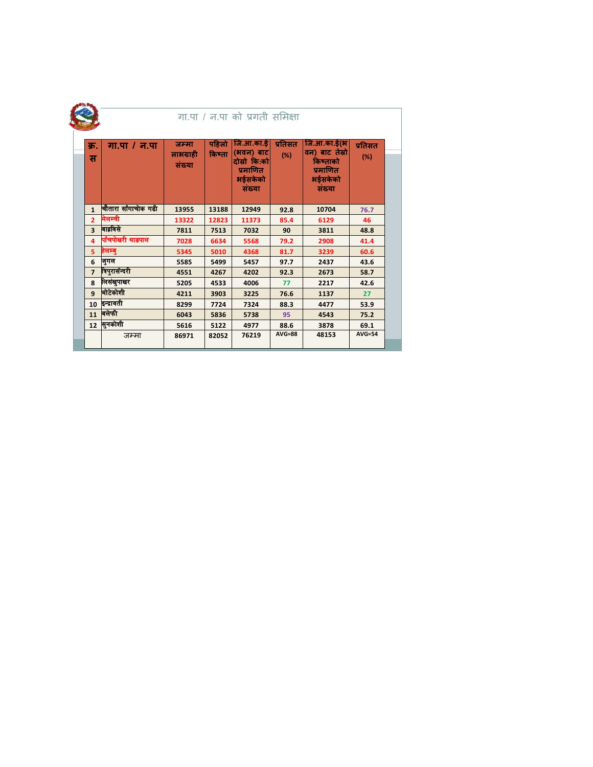## गा.पा / न.पा को प्रगती समिक्षा

| क्र.स | गा.पा / न.पा | जम्मा लाभग्राही संख्या | पहिलो किष्ता | जि.आ.का.ई (भवन) बाट दोस्रो कि:को प्रमाणित भईसकेको संख्या | प्रतिसत (%) | जि.आ.का.ई(भवन) बाट तेस्रो किष्ताको प्रमाणित भईसकेको संख्या | प्रतिसत (%) |
|---|---|---|---|---|---|---|---|
| 1 | चौतारा साँगाचोक गढी | 13955 | 13188 | 12949 | 92.8 | 10704 | 76.7 |
| 2 | मेलम्ची | 13322 | 12823 | 11373 | 85.4 | 6129 | 46 |
| 3 | बाह्रविसे | 7811 | 7513 | 7032 | 90 | 3811 | 48.8 |
| 4 | पाँचपोखरी थाङपाल | 7028 | 6634 | 5568 | 79.2 | 2908 | 41.4 |
| 5 | हेलम्बु | 5345 | 5010 | 4368 | 81.7 | 3239 | 60.6 |
| 6 | जुगल | 5585 | 5499 | 5457 | 97.7 | 2437 | 43.6 |
| 7 | त्रिपुरासुन्दरी | 4551 | 4267 | 4202 | 92.3 | 2673 | 58.7 |
| 8 | लिसंखुपाखर | 5205 | 4533 | 4006 | 77 | 2217 | 42.6 |
| 9 | भोटेकोशी | 4211 | 3903 | 3225 | 76.6 | 1137 | 27 |
| 10 | इन्द्रावती | 8299 | 7724 | 7324 | 88.3 | 4477 | 53.9 |
| 11 | बलेफी | 6043 | 5836 | 5738 | 95 | 4543 | 75.2 |
| 12 | सुनकोशी | 5616 | 5122 | 4977 | 88.6 | 3878 | 69.1 |
| | जम्मा | 86971 | 82052 | 76219 | AVG=88 | 48153 | AVG=54 |